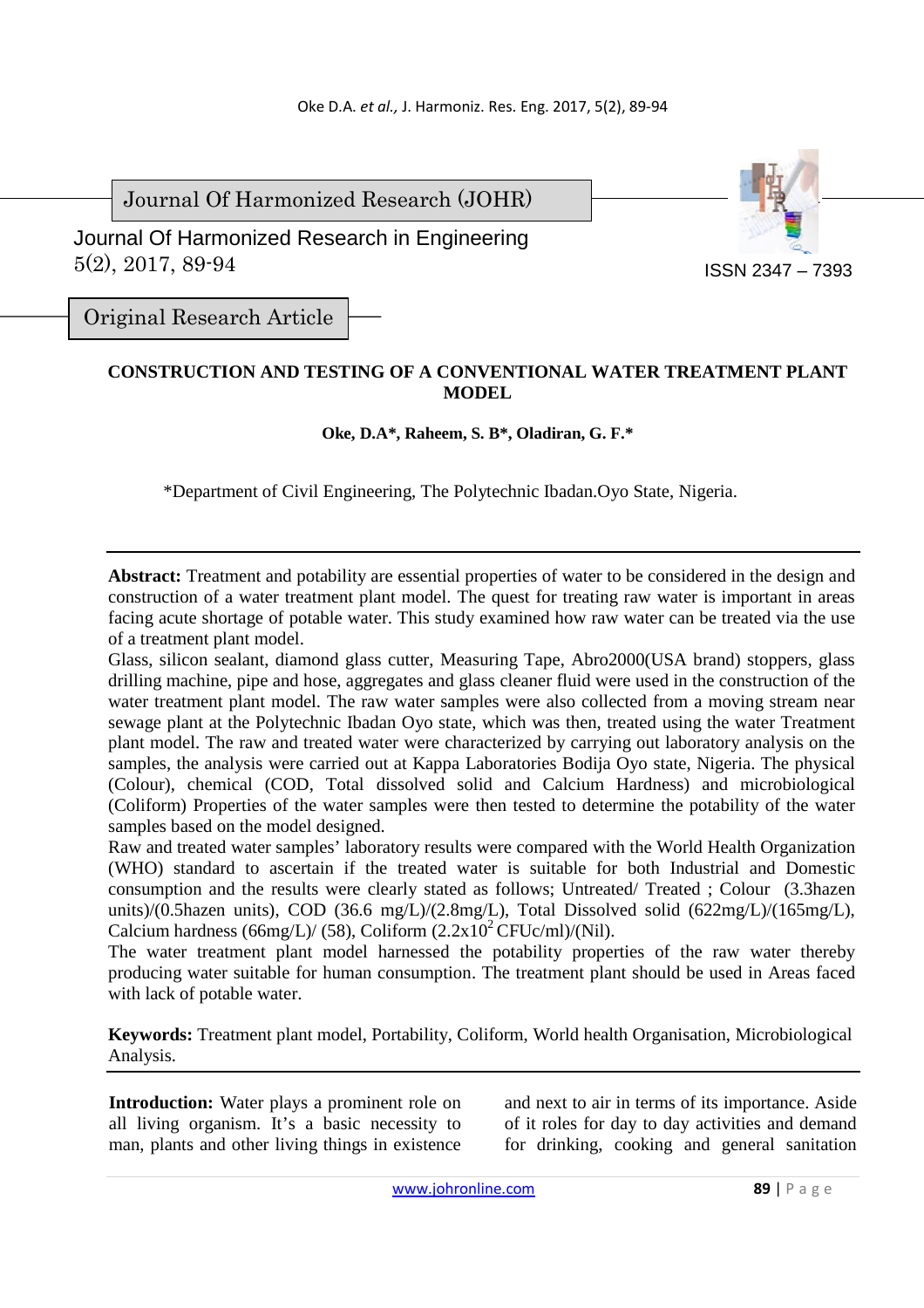Journal Of Harmonized Research (JOHR)

Journal Of Harmonized Research in Engineering
5(2), 2017, 89-94

ISSN 2347 – 7393

Original Research Article

# CONSTRUCTION AND TESTING OF A CONVENTIONAL WATER TREATMENT PLANT MODEL

**Oke, D.A\*, Raheem, S. B\*, Oladiran, G. F.\***

\*Department of Civil Engineering, The Polytechnic Ibadan.Oyo State, Nigeria.

---

**Abstract:** Treatment and potability are essential properties of water to be considered in the design and construction of a water treatment plant model. The quest for treating raw water is important in areas facing acute shortage of potable water. This study examined how raw water can be treated via the use of a treatment plant model.

Glass, silicon sealant, diamond glass cutter, Measuring Tape, Abro2000(USA brand) stoppers, glass drilling machine, pipe and hose, aggregates and glass cleaner fluid were used in the construction of the water treatment plant model. The raw water samples were also collected from a moving stream near sewage plant at the Polytechnic Ibadan Oyo state, which was then, treated using the water Treatment plant model. The raw and treated water were characterized by carrying out laboratory analysis on the samples, the analysis were carried out at Kappa Laboratories Bodija Oyo state, Nigeria. The physical (Colour), chemical (COD, Total dissolved solid and Calcium Hardness) and microbiological (Coliform) Properties of the water samples were then tested to determine the potability of the water samples based on the model designed.

Raw and treated water samples' laboratory results were compared with the World Health Organization (WHO) standard to ascertain if the treated water is suitable for both Industrial and Domestic consumption and the results were clearly stated as follows; Untreated/ Treated ; Colour (3.3hazen units)/(0.5hazen units), COD (36.6 mg/L)/(2.8mg/L), Total Dissolved solid (622mg/L)/(165mg/L), Calcium hardness (66mg/L)/ (58), Coliform ($2.2 \times 10^2$ CFUc/ml)/(Nil).

The water treatment plant model harnessed the potability properties of the raw water thereby producing water suitable for human consumption. The treatment plant should be used in Areas faced with lack of potable water.

**Keywords:** Treatment plant model, Portability, Coliform, World health Organisation, Microbiological Analysis.

---

**Introduction:** Water plays a prominent role on all living organism. It's a basic necessity to man, plants and other living things in existence and next to air in terms of its importance. Aside of it roles for day to day activities and demand for drinking, cooking and general sanitation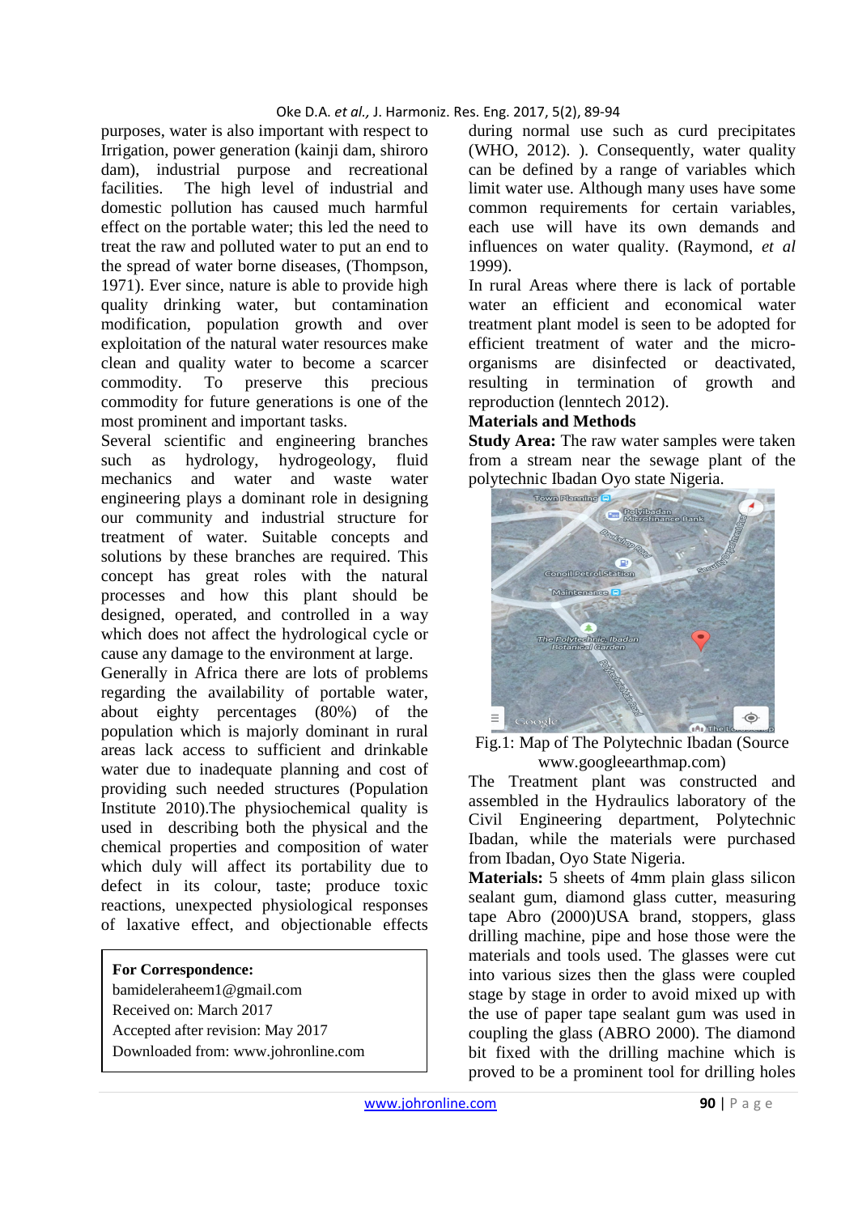purposes, water is also important with respect to Irrigation, power generation (kainji dam, shiroro dam), industrial purpose and recreational facilities. The high level of industrial and domestic pollution has caused much harmful effect on the portable water; this led the need to treat the raw and polluted water to put an end to the spread of water borne diseases, (Thompson, 1971). Ever since, nature is able to provide high quality drinking water, but contamination modification, population growth and over exploitation of the natural water resources make clean and quality water to become a scarcer commodity. To preserve this precious commodity for future generations is one of the most prominent and important tasks.

Several scientific and engineering branches such as hydrology, hydrogeology, fluid mechanics and water and waste water engineering plays a dominant role in designing our community and industrial structure for treatment of water. Suitable concepts and solutions by these branches are required. This concept has great roles with the natural processes and how this plant should be designed, operated, and controlled in a way which does not affect the hydrological cycle or cause any damage to the environment at large.

Generally in Africa there are lots of problems regarding the availability of portable water, about eighty percentages (80%) of the population which is majorly dominant in rural areas lack access to sufficient and drinkable water due to inadequate planning and cost of providing such needed structures (Population Institute 2010).The physiochemical quality is used in describing both the physical and the chemical properties and composition of water which duly will affect its portability due to defect in its colour, taste; produce toxic reactions, unexpected physiological responses of laxative effect, and objectionable effects during normal use such as curd precipitates (WHO, 2012). ). Consequently, water quality can be defined by a range of variables which limit water use. Although many uses have some common requirements for certain variables, each use will have its own demands and influences on water quality. (Raymond, *et al* 1999).

**For Correspondence:**
bamideleraheem1@gmail.com
Received on: March 2017
Accepted after revision: May 2017
Downloaded from: www.johronline.com

In rural Areas where there is lack of portable water an efficient and economical water treatment plant model is seen to be adopted for efficient treatment of water and the micro-organisms are disinfected or deactivated, resulting in termination of growth and reproduction (lenntech 2012).

## Materials and Methods

**Study Area:** The raw water samples were taken from a stream near the sewage plant of the polytechnic Ibadan Oyo state Nigeria.

Fig.1: Map of The Polytechnic Ibadan (Source www.googleearthmap.com)

The Treatment plant was constructed and assembled in the Hydraulics laboratory of the Civil Engineering department, Polytechnic Ibadan, while the materials were purchased from Ibadan, Oyo State Nigeria.

**Materials:** 5 sheets of 4mm plain glass silicon sealant gum, diamond glass cutter, measuring tape Abro (2000)USA brand, stoppers, glass drilling machine, pipe and hose those were the materials and tools used. The glasses were cut into various sizes then the glass were coupled stage by stage in order to avoid mixed up with the use of paper tape sealant gum was used in coupling the glass (ABRO 2000). The diamond bit fixed with the drilling machine which is proved to be a prominent tool for drilling holes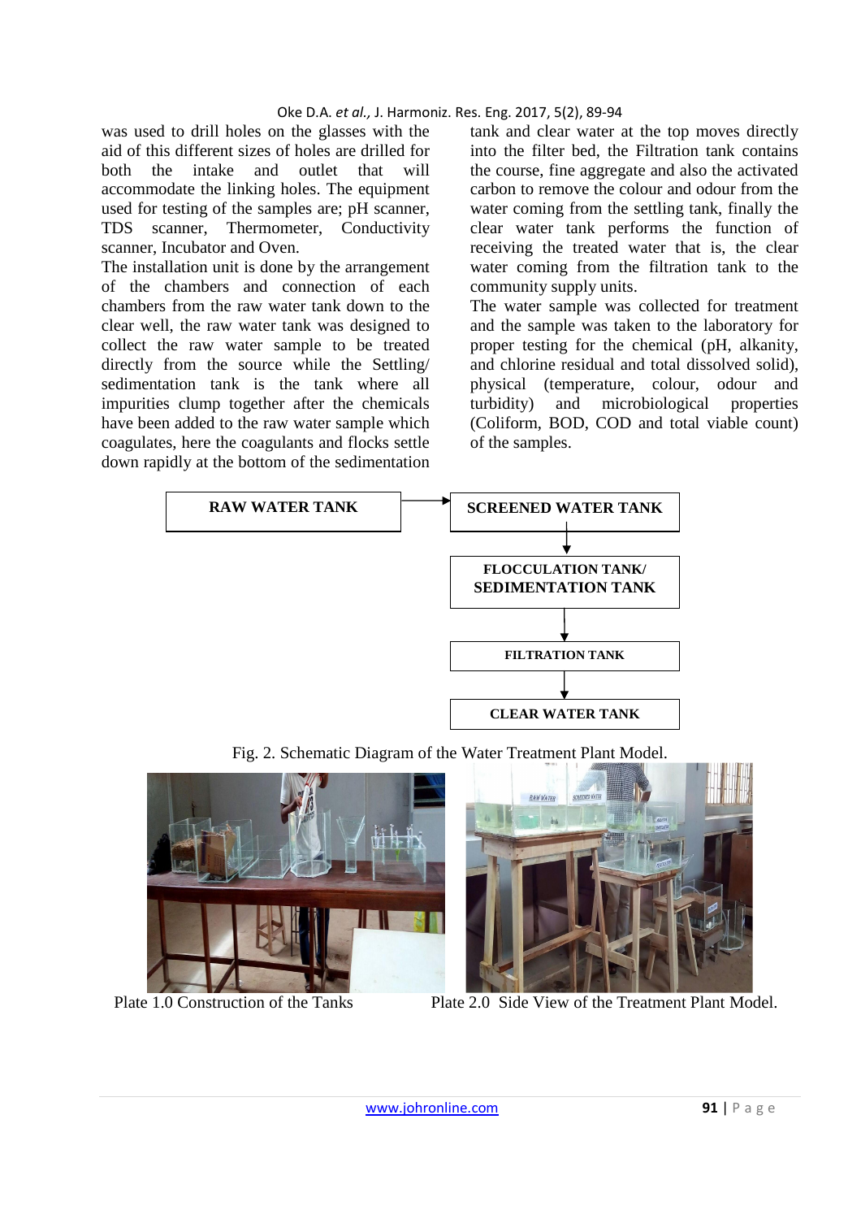was used to drill holes on the glasses with the aid of this different sizes of holes are drilled for both the intake and outlet that will accommodate the linking holes. The equipment used for testing of the samples are; pH scanner, TDS scanner, Thermometer, Conductivity scanner, Incubator and Oven.

The installation unit is done by the arrangement of the chambers and connection of each chambers from the raw water tank down to the clear well, the raw water tank was designed to collect the raw water sample to be treated directly from the source while the Settling/ sedimentation tank is the tank where all impurities clump together after the chemicals have been added to the raw water sample which coagulates, here the coagulants and flocks settle down rapidly at the bottom of the sedimentation tank and clear water at the top moves directly into the filter bed, the Filtration tank contains the course, fine aggregate and also the activated carbon to remove the colour and odour from the water coming from the settling tank, finally the clear water tank performs the function of receiving the treated water that is, the clear water coming from the filtration tank to the community supply units.

The water sample was collected for treatment and the sample was taken to the laboratory for proper testing for the chemical (pH, alkanity, and chlorine residual and total dissolved solid), physical (temperature, colour, odour and turbidity) and microbiological properties (Coliform, BOD, COD and total viable count) of the samples.

RAW WATER TANK → SCREENED WATER TANK → FLOCCULATION TANK/ SEDIMENTATION TANK → FILTRATION TANK → CLEAR WATER TANK

Fig. 2. Schematic Diagram of the Water Treatment Plant Model.

Plate 1.0 Construction of the Tanks

Plate 2.0 Side View of the Treatment Plant Model.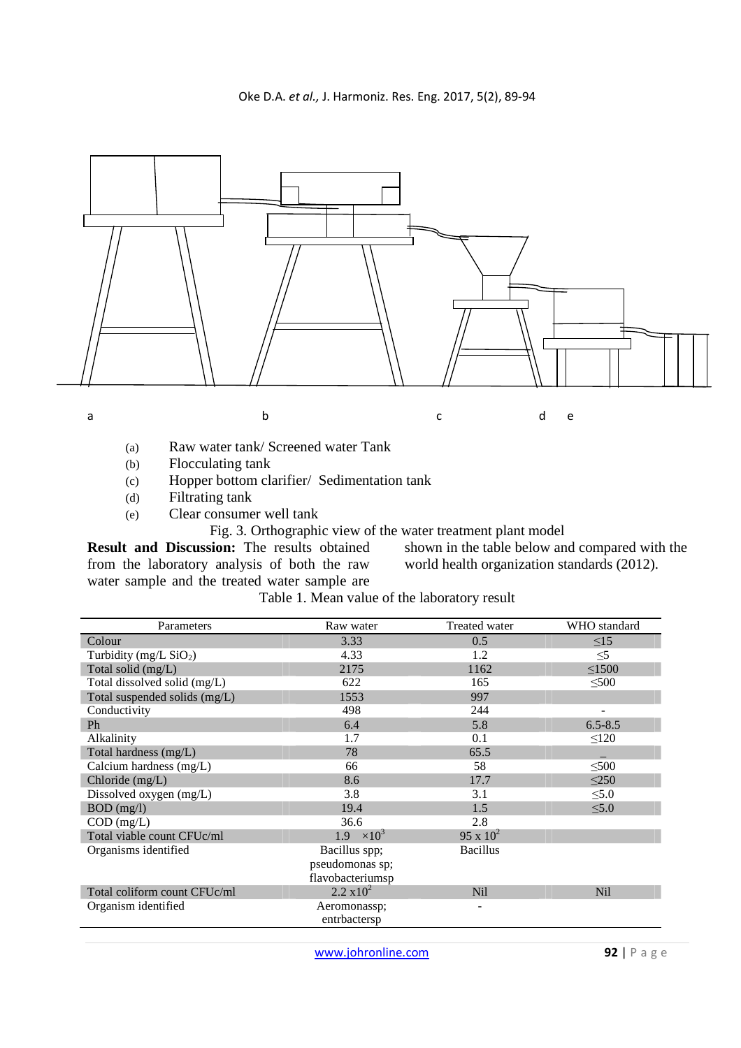a b c d e

(a) Raw water tank/ Screened water Tank
(b) Flocculating tank
(c) Hopper bottom clarifier/ Sedimentation tank
(d) Filtrating tank
(e) Clear consumer well tank

Fig. 3. Orthographic view of the water treatment plant model

**Result and Discussion:** The results obtained from the laboratory analysis of both the raw water sample and the treated water sample are shown in the table below and compared with the world health organization standards (2012).

Table 1. Mean value of the laboratory result

| Parameters | Raw water | Treated water | WHO standard |
|---|---|---|---|
| Colour | 3.33 | 0.5 | ≤15 |
| Turbidity (mg/L $SiO_2$) | 4.33 | 1.2 | ≤5 |
| Total solid (mg/L) | 2175 | 1162 | ≤1500 |
| Total dissolved solid (mg/L) | 622 | 165 | ≤500 |
| Total suspended solids (mg/L) | 1553 | 997 | |
| Conductivity | 498 | 244 | - |
| Ph | 6.4 | 5.8 | 6.5-8.5 |
| Alkalinity | 1.7 | 0.1 | ≤120 |
| Total hardness (mg/L) | 78 | 65.5 | _ |
| Calcium hardness (mg/L) | 66 | 58 | ≤500 |
| Chloride (mg/L) | 8.6 | 17.7 | ≤250 |
| Dissolved oxygen (mg/L) | 3.8 | 3.1 | ≤5.0 |
| BOD (mg/l) | 19.4 | 1.5 | ≤5.0 |
| COD (mg/L) | 36.6 | 2.8 | |
| Total viable count CFUc/ml | $1.9 \times 10^3$ | $95 \times 10^2$ | |
| Organisms identified | Bacillus spp; pseudomonas sp; flavobacteriumsp | Bacillus | |
| Total coliform count CFUc/ml | $2.2 \times 10^2$ | Nil | Nil |
| Organism identified | Aeromonassp; entrbactersp | - | |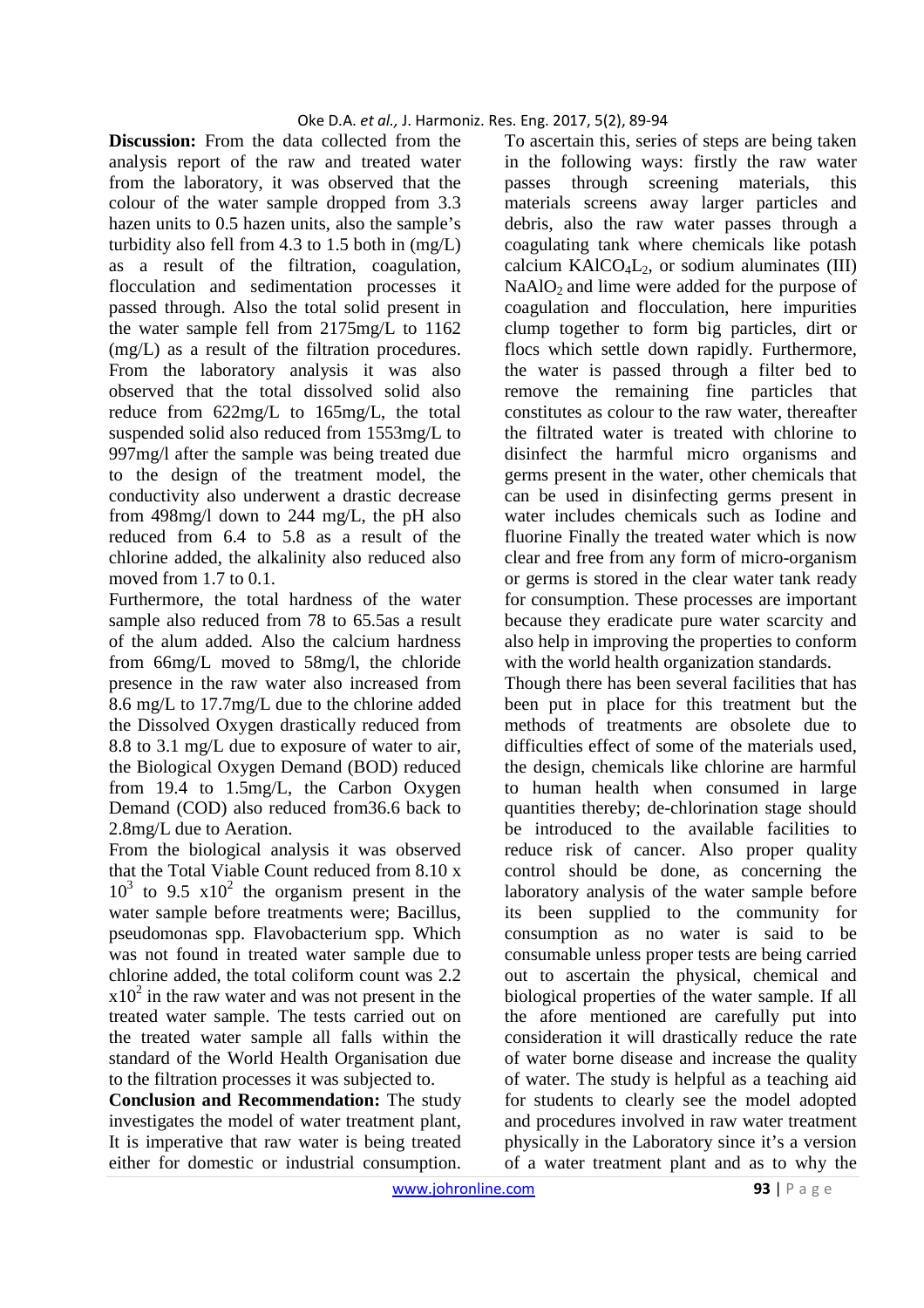**Discussion:** From the data collected from the analysis report of the raw and treated water from the laboratory, it was observed that the colour of the water sample dropped from 3.3 hazen units to 0.5 hazen units, also the sample's turbidity also fell from 4.3 to 1.5 both in (mg/L) as a result of the filtration, coagulation, flocculation and sedimentation processes it passed through. Also the total solid present in the water sample fell from 2175mg/L to 1162 (mg/L) as a result of the filtration procedures. From the laboratory analysis it was also observed that the total dissolved solid also reduce from 622mg/L to 165mg/L, the total suspended solid also reduced from 1553mg/L to 997mg/l after the sample was being treated due to the design of the treatment model, the conductivity also underwent a drastic decrease from 498mg/l down to 244 mg/L, the pH also reduced from 6.4 to 5.8 as a result of the chlorine added, the alkalinity also reduced also moved from 1.7 to 0.1.

Furthermore, the total hardness of the water sample also reduced from 78 to 65.5as a result of the alum added. Also the calcium hardness from 66mg/L moved to 58mg/l, the chloride presence in the raw water also increased from 8.6 mg/L to 17.7mg/L due to the chlorine added the Dissolved Oxygen drastically reduced from 8.8 to 3.1 mg/L due to exposure of water to air, the Biological Oxygen Demand (BOD) reduced from 19.4 to 1.5mg/L, the Carbon Oxygen Demand (COD) also reduced from36.6 back to 2.8mg/L due to Aeration.

From the biological analysis it was observed that the Total Viable Count reduced from 8.10 x $10^3$ to 9.5 x$10^2$ the organism present in the water sample before treatments were; Bacillus, pseudomonas spp. Flavobacterium spp. Which was not found in treated water sample due to chlorine added, the total coliform count was 2.2 x$10^2$ in the raw water and was not present in the treated water sample. The tests carried out on the treated water sample all falls within the standard of the World Health Organisation due to the filtration processes it was subjected to.

**Conclusion and Recommendation:** The study investigates the model of water treatment plant, It is imperative that raw water is being treated either for domestic or industrial consumption. To ascertain this, series of steps are being taken in the following ways: firstly the raw water passes through screening materials, this materials screens away larger particles and debris, also the raw water passes through a coagulating tank where chemicals like potash calcium $KAlCO_4L_2$, or sodium aluminates (III) $NaAlO_2$ and lime were added for the purpose of coagulation and flocculation, here impurities clump together to form big particles, dirt or flocs which settle down rapidly. Furthermore, the water is passed through a filter bed to remove the remaining fine particles that constitutes as colour to the raw water, thereafter the filtrated water is treated with chlorine to disinfect the harmful micro organisms and germs present in the water, other chemicals that can be used in disinfecting germs present in water includes chemicals such as Iodine and fluorine Finally the treated water which is now clear and free from any form of micro-organism or germs is stored in the clear water tank ready for consumption. These processes are important because they eradicate pure water scarcity and also help in improving the properties to conform with the world health organization standards.

Though there has been several facilities that has been put in place for this treatment but the methods of treatments are obsolete due to difficulties effect of some of the materials used, the design, chemicals like chlorine are harmful to human health when consumed in large quantities thereby; de-chlorination stage should be introduced to the available facilities to reduce risk of cancer. Also proper quality control should be done, as concerning the laboratory analysis of the water sample before its been supplied to the community for consumption as no water is said to be consumable unless proper tests are being carried out to ascertain the physical, chemical and biological properties of the water sample. If all the afore mentioned are carefully put into consideration it will drastically reduce the rate of water borne disease and increase the quality of water. The study is helpful as a teaching aid for students to clearly see the model adopted and procedures involved in raw water treatment physically in the Laboratory since it's a version of a water treatment plant and as to why the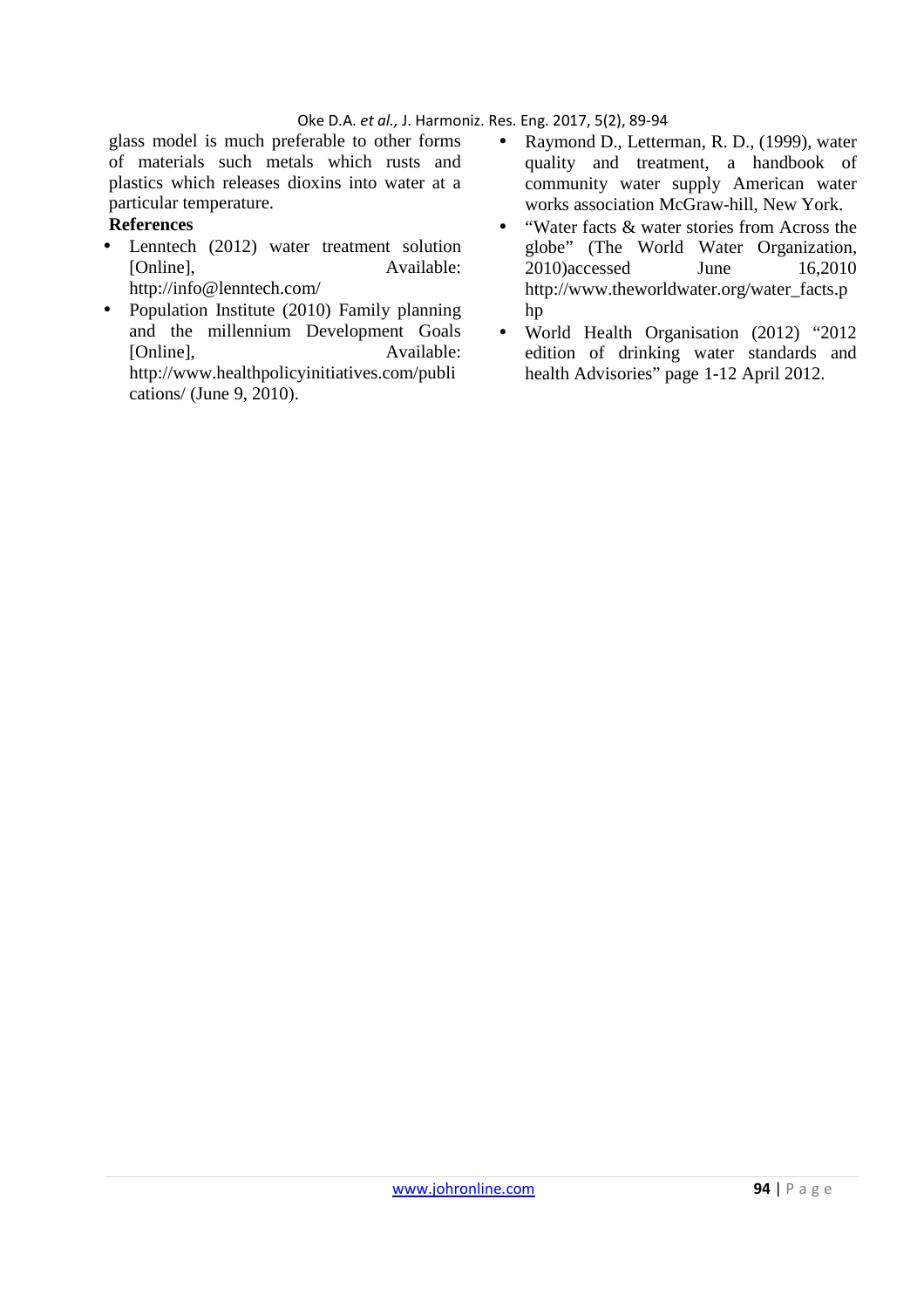glass model is much preferable to other forms of materials such metals which rusts and plastics which releases dioxins into water at a particular temperature.

## References

- Lenntech (2012) water treatment solution [Online], Available: http://info@lenntech.com/
- Population Institute (2010) Family planning and the millennium Development Goals [Online], Available: http://www.healthpolicyinitiatives.com/publications/ (June 9, 2010).
- Raymond D., Letterman, R. D., (1999), water quality and treatment, a handbook of community water supply American water works association McGraw-hill, New York.
- "Water facts & water stories from Across the globe" (The World Water Organization, 2010)accessed June 16,2010 http://www.theworldwater.org/water_facts.php
- World Health Organisation (2012) "2012 edition of drinking water standards and health Advisories" page 1-12 April 2012.